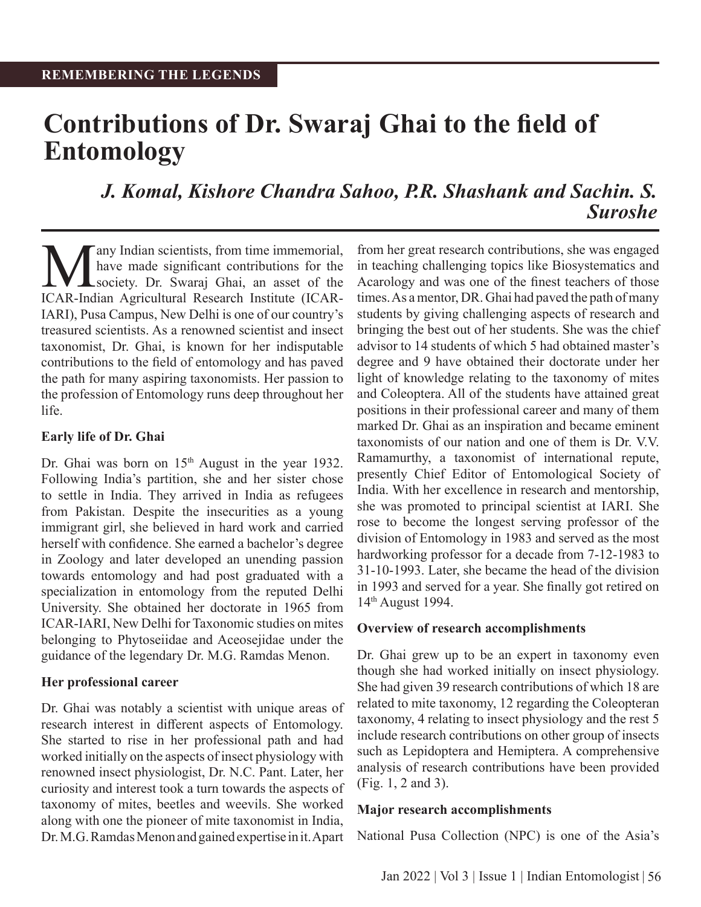REMEMBERING THE LEGENDS

# Contributions of Dr. Swaraj Ghai to the field of Entomology

*J. Komal, Kishore Chandra Sahoo, P.R. Shashank and Sachin. S. Suroshe*

Many Indian scientists, from time immemorial, have made significant contributions for the society. Dr. Swaraj Ghai, an asset of the ICAR-Indian Agricultural Research Institute (ICAR-IARI), Pusa Campus, New Delhi is one of our country's treasured scientists. As a renowned scientist and insect taxonomist, Dr. Ghai, is known for her indisputable contributions to the field of entomology and has paved the path for many aspiring taxonomists. Her passion to the profession of Entomology runs deep throughout her life.

### Early life of Dr. Ghai

Dr. Ghai was born on 15th August in the year 1932. Following India's partition, she and her sister chose to settle in India. They arrived in India as refugees from Pakistan. Despite the insecurities as a young immigrant girl, she believed in hard work and carried herself with confidence. She earned a bachelor's degree in Zoology and later developed an unending passion towards entomology and had post graduated with a specialization in entomology from the reputed Delhi University. She obtained her doctorate in 1965 from ICAR-IARI, New Delhi for Taxonomic studies on mites belonging to Phytoseiidae and Aceosejidae under the guidance of the legendary Dr. M.G. Ramdas Menon.

### Her professional career

Dr. Ghai was notably a scientist with unique areas of research interest in different aspects of Entomology. She started to rise in her professional path and had worked initially on the aspects of insect physiology with renowned insect physiologist, Dr. N.C. Pant. Later, her curiosity and interest took a turn towards the aspects of taxonomy of mites, beetles and weevils. She worked along with one the pioneer of mite taxonomist in India, Dr. M.G. Ramdas Menon and gained expertise in it. Apart from her great research contributions, she was engaged in teaching challenging topics like Biosystematics and Acarology and was one of the finest teachers of those times. As a mentor, DR. Ghai had paved the path of many students by giving challenging aspects of research and bringing the best out of her students. She was the chief advisor to 14 students of which 5 had obtained master's degree and 9 have obtained their doctorate under her light of knowledge relating to the taxonomy of mites and Coleoptera. All of the students have attained great positions in their professional career and many of them marked Dr. Ghai as an inspiration and became eminent taxonomists of our nation and one of them is Dr. V.V. Ramamurthy, a taxonomist of international repute, presently Chief Editor of Entomological Society of India. With her excellence in research and mentorship, she was promoted to principal scientist at IARI. She rose to become the longest serving professor of the division of Entomology in 1983 and served as the most hardworking professor for a decade from 7-12-1983 to 31-10-1993. Later, she became the head of the division in 1993 and served for a year. She finally got retired on 14th August 1994.

### Overview of research accomplishments

Dr. Ghai grew up to be an expert in taxonomy even though she had worked initially on insect physiology. She had given 39 research contributions of which 18 are related to mite taxonomy, 12 regarding the Coleopteran taxonomy, 4 relating to insect physiology and the rest 5 include research contributions on other group of insects such as Lepidoptera and Hemiptera. A comprehensive analysis of research contributions have been provided (Fig. 1, 2 and 3).

### Major research accomplishments

National Pusa Collection (NPC) is one of the Asia's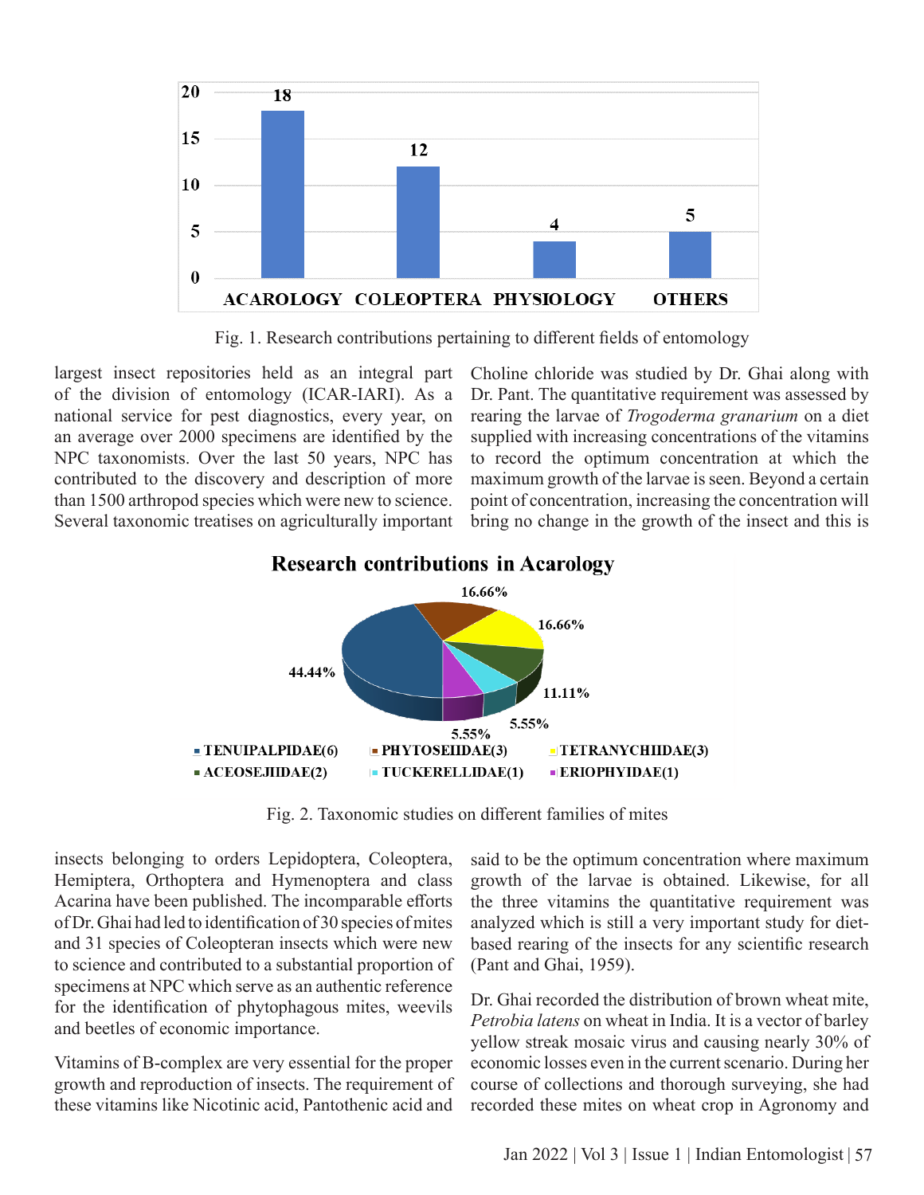Fig. 1. Research contributions pertaining to different fields of entomology

largest insect repositories held as an integral part of the division of entomology (ICAR-IARI). As a national service for pest diagnostics, every year, on an average over 2000 specimens are identified by the NPC taxonomists. Over the last 50 years, NPC has contributed to the discovery and description of more than 1500 arthropod species which were new to science. Several taxonomic treatises on agriculturally important insects belonging to orders Lepidoptera, Coleoptera, Hemiptera, Orthoptera and Hymenoptera and class Acarina have been published. The incomparable efforts of Dr. Ghai had led to identification of 30 species of mites and 31 species of Coleopteran insects which were new to science and contributed to a substantial proportion of specimens at NPC which serve as an authentic reference for the identification of phytophagous mites, weevils and beetles of economic importance.

Vitamins of B-complex are very essential for the proper growth and reproduction of insects. The requirement of these vitamins like Nicotinic acid, Pantothenic acid and Choline chloride was studied by Dr. Ghai along with Dr. Pant. The quantitative requirement was assessed by rearing the larvae of *Trogoderma granarium* on a diet supplied with increasing concentrations of the vitamins to record the optimum concentration at which the maximum growth of the larvae is seen. Beyond a certain point of concentration, increasing the concentration will bring no change in the growth of the insect and this is said to be the optimum concentration where maximum growth of the larvae is obtained. Likewise, for all the three vitamins the quantitative requirement was analyzed which is still a very important study for diet-based rearing of the insects for any scientific research (Pant and Ghai, 1959).

Fig. 2. Taxonomic studies on different families of mites

Dr. Ghai recorded the distribution of brown wheat mite, *Petrobia latens* on wheat in India. It is a vector of barley yellow streak mosaic virus and causing nearly 30% of economic losses even in the current scenario. During her course of collections and thorough surveying, she had recorded these mites on wheat crop in Agronomy and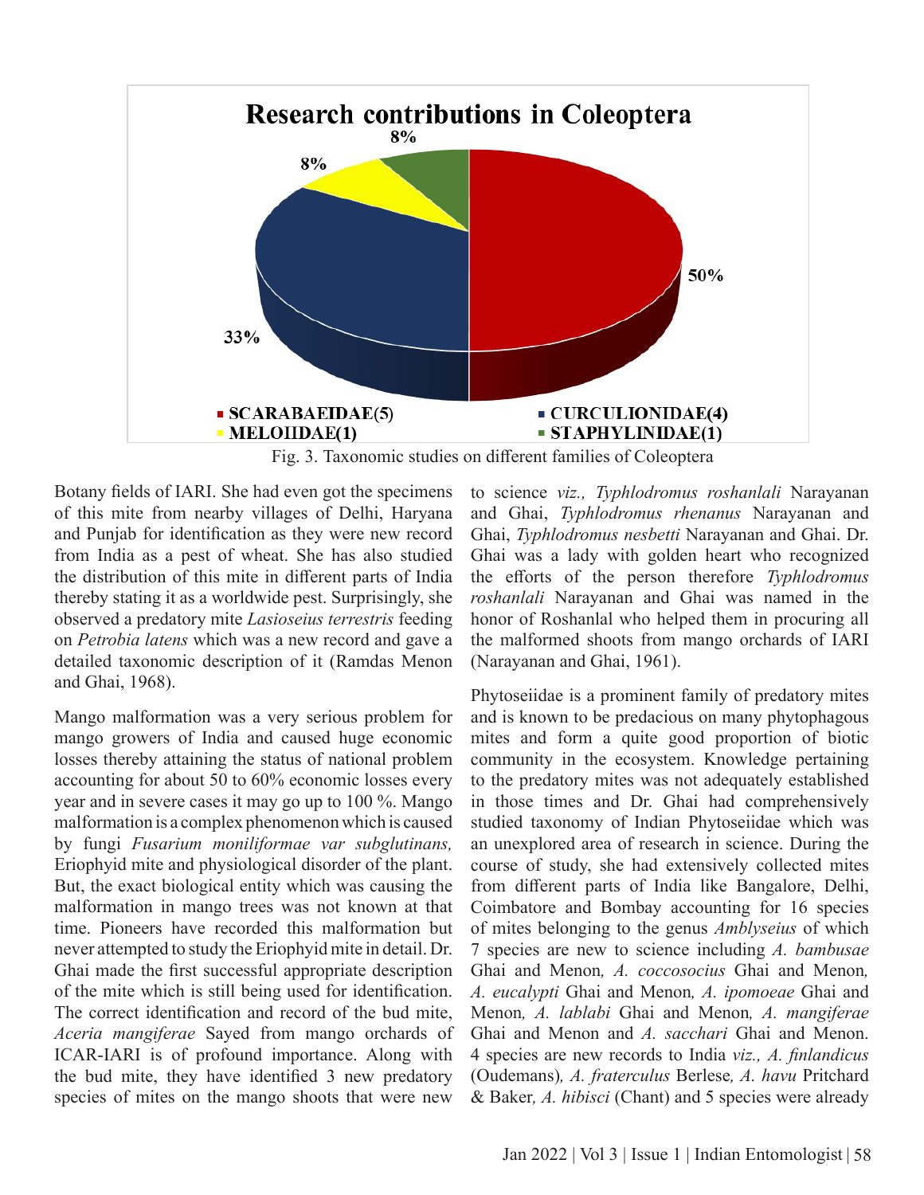**Research contributions in Coleoptera**

- SCARABAEIDAE(5) — 50%
- CURCULIONIDAE(4) — 33%
- MELOIIDAE(1) — 8%
- STAPHYLINIDAE(1) — 8%

Fig. 3. Taxonomic studies on different families of Coleoptera

Botany fields of IARI. She had even got the specimens of this mite from nearby villages of Delhi, Haryana and Punjab for identification as they were new record from India as a pest of wheat. She has also studied the distribution of this mite in different parts of India thereby stating it as a worldwide pest. Surprisingly, she observed a predatory mite *Lasioseius terrestris* feeding on *Petrobia latens* which was a new record and gave a detailed taxonomic description of it (Ramdas Menon and Ghai, 1968).

Mango malformation was a very serious problem for mango growers of India and caused huge economic losses thereby attaining the status of national problem accounting for about 50 to 60% economic losses every year and in severe cases it may go up to 100 %. Mango malformation is a complex phenomenon which is caused by fungi *Fusarium moniliformae var subglutinans,* Eriophyid mite and physiological disorder of the plant. But, the exact biological entity which was causing the malformation in mango trees was not known at that time. Pioneers have recorded this malformation but never attempted to study the Eriophyid mite in detail. Dr. Ghai made the first successful appropriate description of the mite which is still being used for identification. The correct identification and record of the bud mite, *Aceria mangiferae* Sayed from mango orchards of ICAR-IARI is of profound importance. Along with the bud mite, they have identified 3 new predatory species of mites on the mango shoots that were new to science *viz., Typhlodromus roshanlali* Narayanan and Ghai, *Typhlodromus rhenanus* Narayanan and Ghai, *Typhlodromus nesbetti* Narayanan and Ghai. Dr. Ghai was a lady with golden heart who recognized the efforts of the person therefore *Typhlodromus roshanlali* Narayanan and Ghai was named in the honor of Roshanlal who helped them in procuring all the malformed shoots from mango orchards of IARI (Narayanan and Ghai, 1961).

Phytoseiidae is a prominent family of predatory mites and is known to be predacious on many phytophagous mites and form a quite good proportion of biotic community in the ecosystem. Knowledge pertaining to the predatory mites was not adequately established in those times and Dr. Ghai had comprehensively studied taxonomy of Indian Phytoseiidae which was an unexplored area of research in science. During the course of study, she had extensively collected mites from different parts of India like Bangalore, Delhi, Coimbatore and Bombay accounting for 16 species of mites belonging to the genus *Amblyseius* of which 7 species are new to science including *A. bambusae* Ghai and Menon*, A. coccosocius* Ghai and Menon*, A. eucalypti* Ghai and Menon*, A. ipomoeae* Ghai and Menon*, A. lablabi* Ghai and Menon*, A. mangiferae* Ghai and Menon and *A. sacchari* Ghai and Menon. 4 species are new records to India *viz., A. finlandicus* (Oudemans)*, A. fraterculus* Berlese*, A. havu* Pritchard & Baker*, A. hibisci* (Chant) and 5 species were already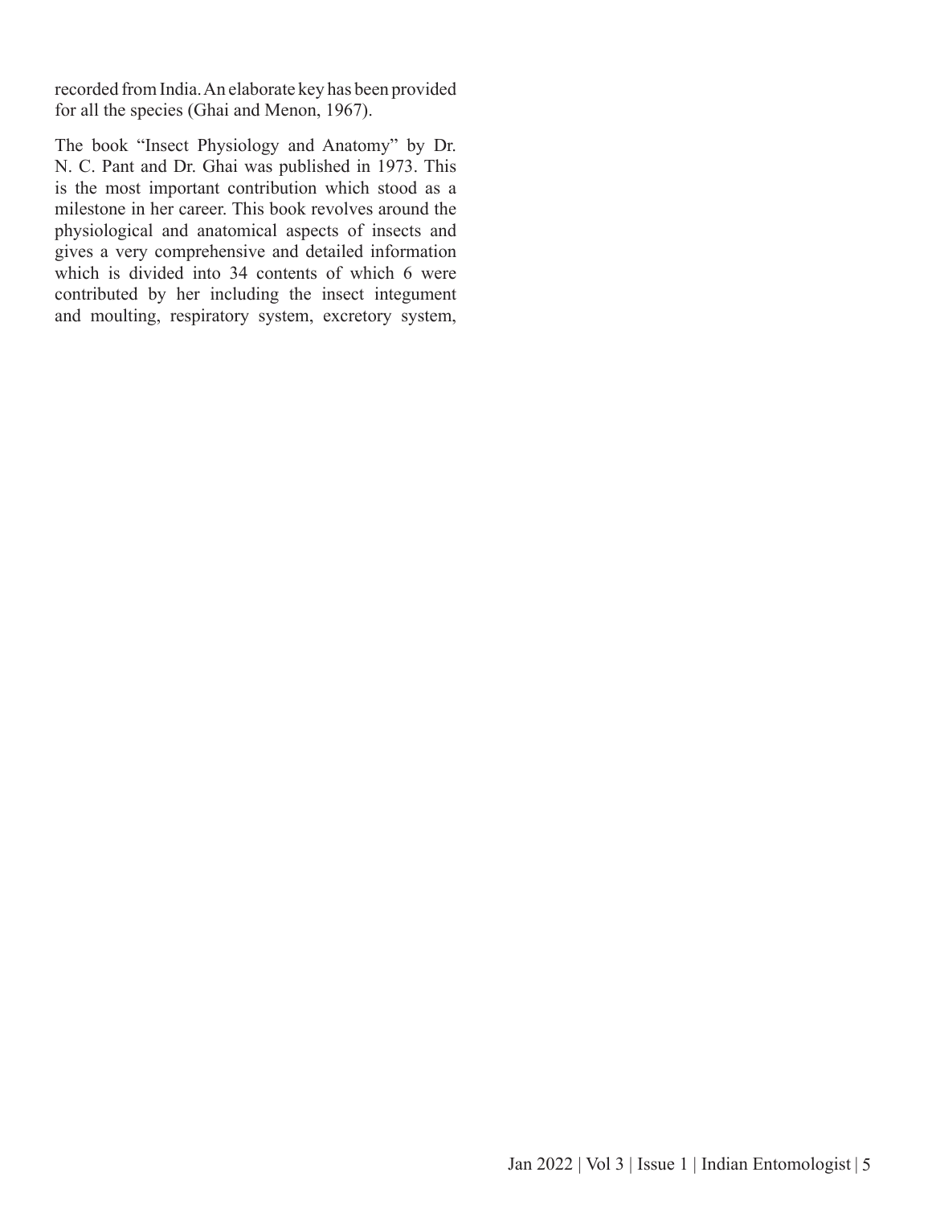recorded from India. An elaborate key has been provided for all the species (Ghai and Menon, 1967).

The book "Insect Physiology and Anatomy" by Dr. N. C. Pant and Dr. Ghai was published in 1973. This is the most important contribution which stood as a milestone in her career. This book revolves around the physiological and anatomical aspects of insects and gives a very comprehensive and detailed information which is divided into 34 contents of which 6 were contributed by her including the insect integument and moulting, respiratory system, excretory system,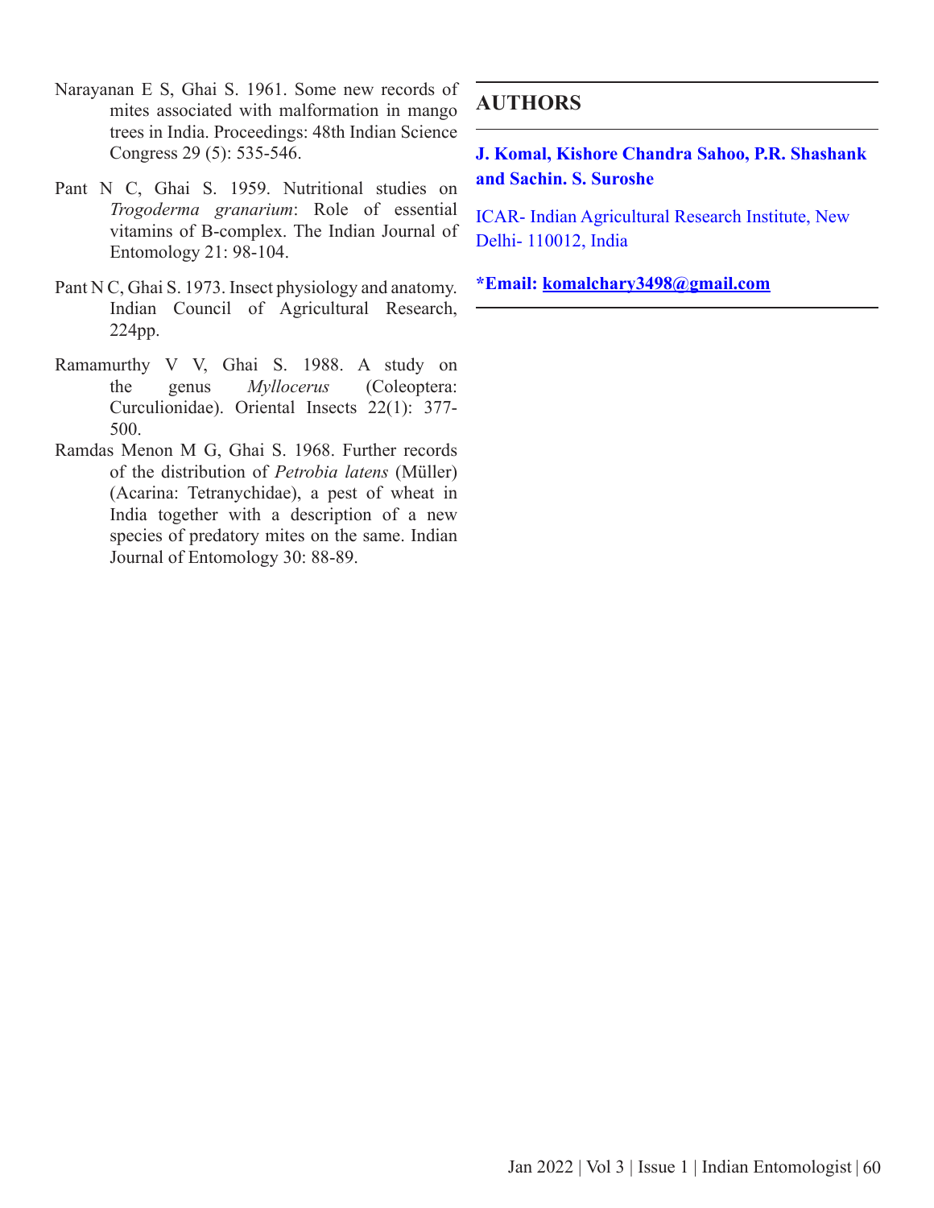Narayanan E S, Ghai S. 1961. Some new records of mites associated with malformation in mango trees in India. Proceedings: 48th Indian Science Congress 29 (5): 535-546.

Pant N C, Ghai S. 1959. Nutritional studies on *Trogoderma granarium*: Role of essential vitamins of B-complex. The Indian Journal of Entomology 21: 98-104.

Pant N C, Ghai S. 1973. Insect physiology and anatomy. Indian Council of Agricultural Research, 224pp.

Ramamurthy V V, Ghai S. 1988. A study on the genus *Myllocerus* (Coleoptera: Curculionidae). Oriental Insects 22(1): 377-500.

Ramdas Menon M G, Ghai S. 1968. Further records of the distribution of *Petrobia latens* (Müller) (Acarina: Tetranychidae), a pest of wheat in India together with a description of a new species of predatory mites on the same. Indian Journal of Entomology 30: 88-89.

## AUTHORS

**J. Komal, Kishore Chandra Sahoo, P.R. Shashank and Sachin. S. Suroshe**

ICAR- Indian Agricultural Research Institute, New Delhi- 110012, India

**\*Email: komalchary3498@gmail.com**